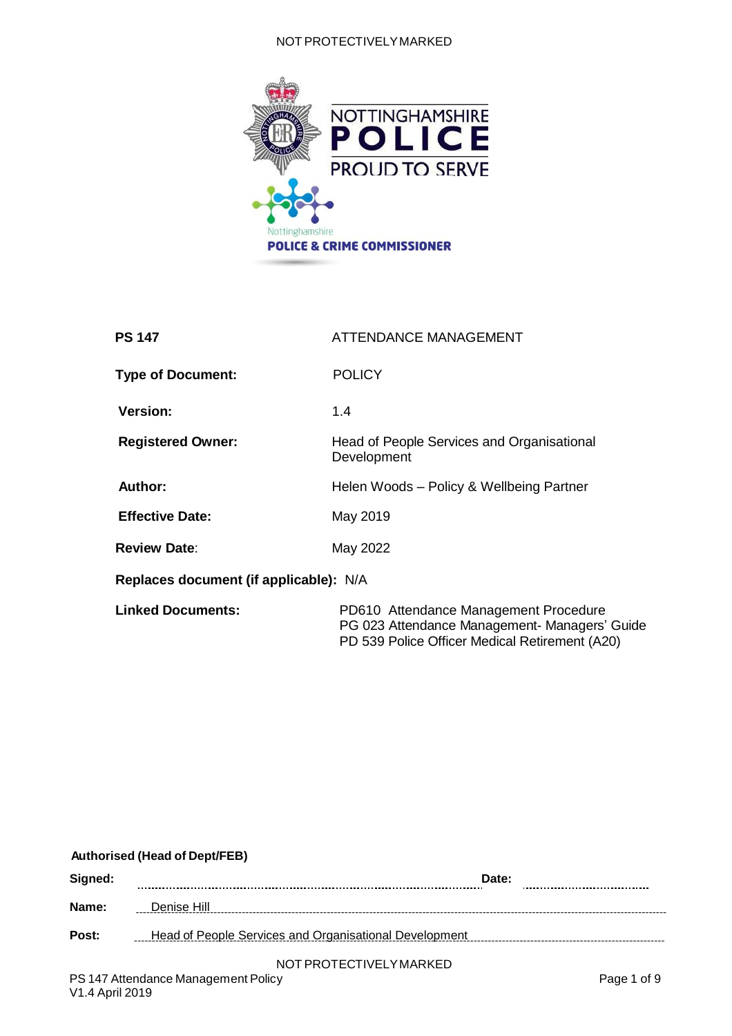NOT PROTECTIVELY MARKED

NOTTINGHAMSHIRE
**POLICE**
PROUD TO SERVE

Nottinghamshire
**POLICE & CRIME COMMISSIONER**

| | |
|---|---|
| **PS 147** | ATTENDANCE MANAGEMENT |
| **Type of Document:** | POLICY |
| **Version:** | 1.4 |
| **Registered Owner:** | Head of People Services and Organisational Development |
| **Author:** | Helen Woods – Policy & Wellbeing Partner |
| **Effective Date:** | May 2019 |
| **Review Date:** | May 2022 |
| **Replaces document (if applicable):** | N/A |
| **Linked Documents:** | PD610 Attendance Management Procedure<br>PG 023 Attendance Management- Managers' Guide<br>PD 539 Police Officer Medical Retirement (A20) |

**Authorised (Head of Dept/FEB)**

**Signed:** ............................................................ **Date:** ..............................

**Name:** Denise Hill

**Post:** Head of People Services and Organisational Development

NOT PROTECTIVELY MARKED

PS 147 Attendance Management Policy
V1.4 April 2019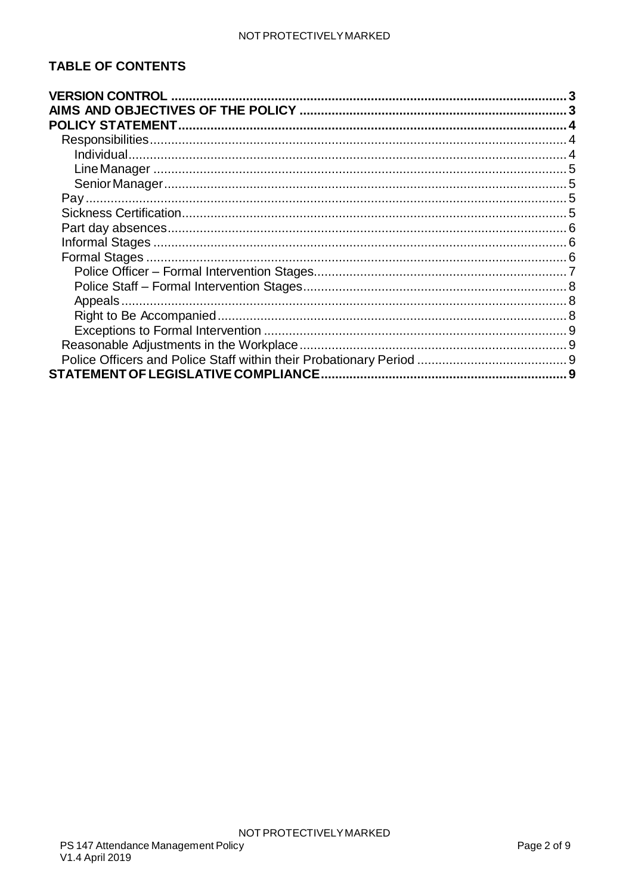## TABLE OF CONTENTS

**VERSION CONTROL** .......... 3
**AIMS AND OBJECTIVES OF THE POLICY** .......... 3
**POLICY STATEMENT** .......... 4
- Responsibilities .......... 4
  - Individual .......... 4
  - Line Manager .......... 5
  - Senior Manager .......... 5
- Pay .......... 5
- Sickness Certification .......... 5
- Part day absences .......... 6
- Informal Stages .......... 6
- Formal Stages .......... 6
  - Police Officer – Formal Intervention Stages .......... 7
  - Police Staff – Formal Intervention Stages .......... 8
  - Appeals .......... 8
  - Right to Be Accompanied .......... 8
  - Exceptions to Formal Intervention .......... 9
- Reasonable Adjustments in the Workplace .......... 9
- Police Officers and Police Staff within their Probationary Period .......... 9

**STATEMENT OF LEGISLATIVE COMPLIANCE** .......... 9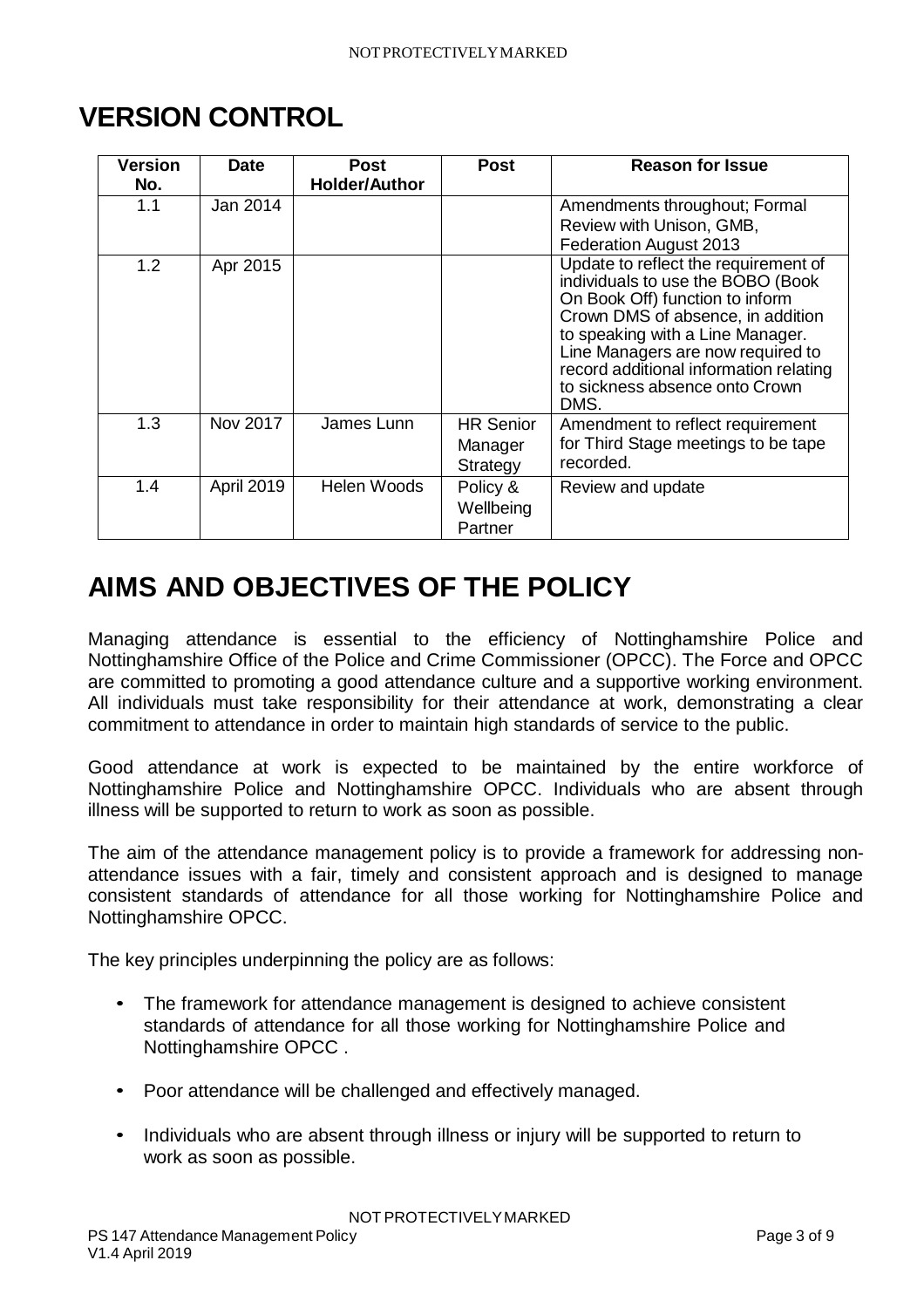# VERSION CONTROL

| Version No. | Date | Post Holder/Author | Post | Reason for Issue |
|---|---|---|---|---|
| 1.1 | Jan 2014 | | | Amendments throughout; Formal Review with Unison, GMB, Federation August 2013 |
| 1.2 | Apr 2015 | | | Update to reflect the requirement of individuals to use the BOBO (Book On Book Off) function to inform Crown DMS of absence, in addition to speaking with a Line Manager. Line Managers are now required to record additional information relating to sickness absence onto Crown DMS. |
| 1.3 | Nov 2017 | James Lunn | HR Senior Manager Strategy | Amendment to reflect requirement for Third Stage meetings to be tape recorded. |
| 1.4 | April 2019 | Helen Woods | Policy & Wellbeing Partner | Review and update |

# AIMS AND OBJECTIVES OF THE POLICY

Managing attendance is essential to the efficiency of Nottinghamshire Police and Nottinghamshire Office of the Police and Crime Commissioner (OPCC). The Force and OPCC are committed to promoting a good attendance culture and a supportive working environment. All individuals must take responsibility for their attendance at work, demonstrating a clear commitment to attendance in order to maintain high standards of service to the public.

Good attendance at work is expected to be maintained by the entire workforce of Nottinghamshire Police and Nottinghamshire OPCC. Individuals who are absent through illness will be supported to return to work as soon as possible.

The aim of the attendance management policy is to provide a framework for addressing non-attendance issues with a fair, timely and consistent approach and is designed to manage consistent standards of attendance for all those working for Nottinghamshire Police and Nottinghamshire OPCC.

The key principles underpinning the policy are as follows:

- The framework for attendance management is designed to achieve consistent standards of attendance for all those working for Nottinghamshire Police and Nottinghamshire OPCC .
- Poor attendance will be challenged and effectively managed.
- Individuals who are absent through illness or injury will be supported to return to work as soon as possible.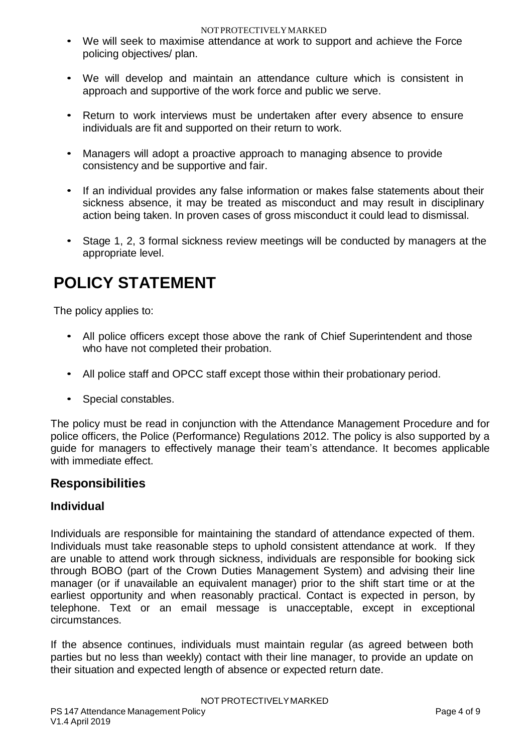- We will seek to maximise attendance at work to support and achieve the Force policing objectives/ plan.

- We will develop and maintain an attendance culture which is consistent in approach and supportive of the work force and public we serve.

- Return to work interviews must be undertaken after every absence to ensure individuals are fit and supported on their return to work.

- Managers will adopt a proactive approach to managing absence to provide consistency and be supportive and fair.

- If an individual provides any false information or makes false statements about their sickness absence, it may be treated as misconduct and may result in disciplinary action being taken. In proven cases of gross misconduct it could lead to dismissal.

- Stage 1, 2, 3 formal sickness review meetings will be conducted by managers at the appropriate level.

# POLICY STATEMENT

The policy applies to:

- All police officers except those above the rank of Chief Superintendent and those who have not completed their probation.

- All police staff and OPCC staff except those within their probationary period.

- Special constables.

The policy must be read in conjunction with the Attendance Management Procedure and for police officers, the Police (Performance) Regulations 2012. The policy is also supported by a guide for managers to effectively manage their team's attendance. It becomes applicable with immediate effect.

## Responsibilities

### Individual

Individuals are responsible for maintaining the standard of attendance expected of them. Individuals must take reasonable steps to uphold consistent attendance at work. If they are unable to attend work through sickness, individuals are responsible for booking sick through BOBO (part of the Crown Duties Management System) and advising their line manager (or if unavailable an equivalent manager) prior to the shift start time or at the earliest opportunity and when reasonably practical. Contact is expected in person, by telephone. Text or an email message is unacceptable, except in exceptional circumstances.

If the absence continues, individuals must maintain regular (as agreed between both parties but no less than weekly) contact with their line manager, to provide an update on their situation and expected length of absence or expected return date.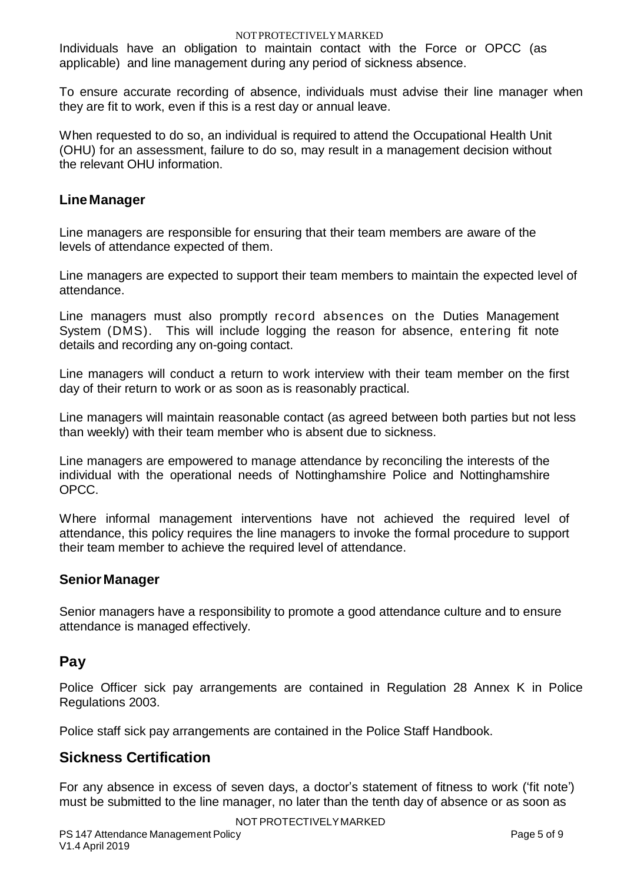Individuals have an obligation to maintain contact with the Force or OPCC (as applicable) and line management during any period of sickness absence.

To ensure accurate recording of absence, individuals must advise their line manager when they are fit to work, even if this is a rest day or annual leave.

When requested to do so, an individual is required to attend the Occupational Health Unit (OHU) for an assessment, failure to do so, may result in a management decision without the relevant OHU information.

### Line Manager

Line managers are responsible for ensuring that their team members are aware of the levels of attendance expected of them.

Line managers are expected to support their team members to maintain the expected level of attendance.

Line managers must also promptly record absences on the Duties Management System (DMS). This will include logging the reason for absence, entering fit note details and recording any on-going contact.

Line managers will conduct a return to work interview with their team member on the first day of their return to work or as soon as is reasonably practical.

Line managers will maintain reasonable contact (as agreed between both parties but not less than weekly) with their team member who is absent due to sickness.

Line managers are empowered to manage attendance by reconciling the interests of the individual with the operational needs of Nottinghamshire Police and Nottinghamshire OPCC.

Where informal management interventions have not achieved the required level of attendance, this policy requires the line managers to invoke the formal procedure to support their team member to achieve the required level of attendance.

### Senior Manager

Senior managers have a responsibility to promote a good attendance culture and to ensure attendance is managed effectively.

## Pay

Police Officer sick pay arrangements are contained in Regulation 28 Annex K in Police Regulations 2003.

Police staff sick pay arrangements are contained in the Police Staff Handbook.

## Sickness Certification

For any absence in excess of seven days, a doctor's statement of fitness to work ('fit note') must be submitted to the line manager, no later than the tenth day of absence or as soon as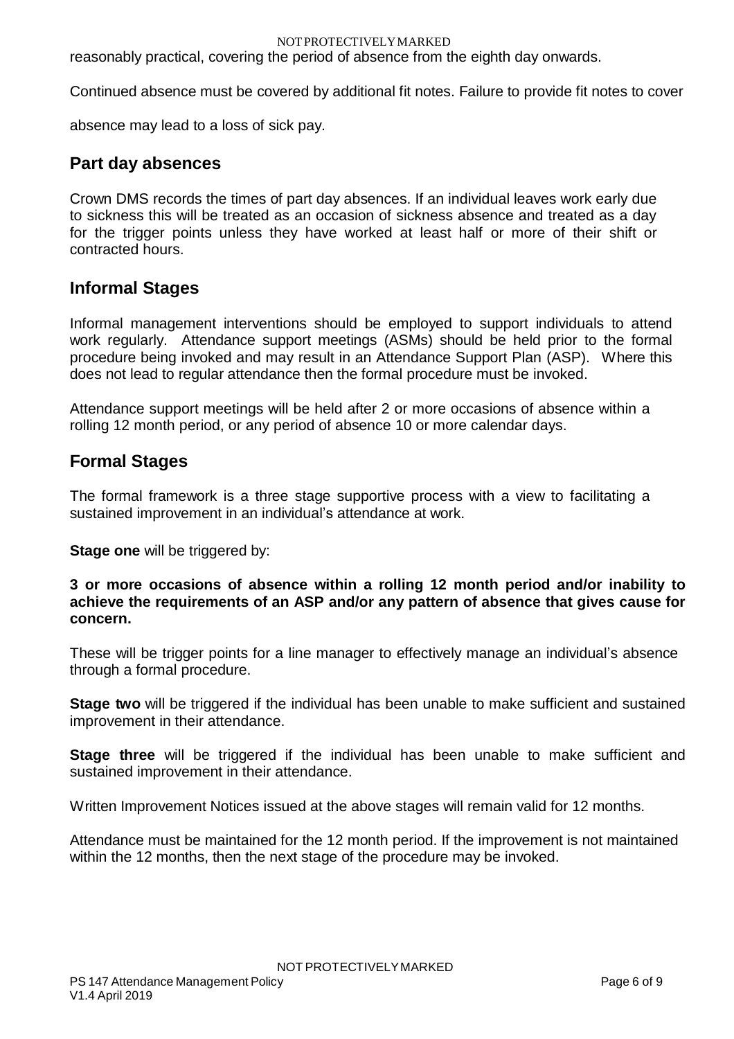reasonably practical, covering the period of absence from the eighth day onwards.

Continued absence must be covered by additional fit notes. Failure to provide fit notes to cover absence may lead to a loss of sick pay.

## Part day absences

Crown DMS records the times of part day absences. If an individual leaves work early due to sickness this will be treated as an occasion of sickness absence and treated as a day for the trigger points unless they have worked at least half or more of their shift or contracted hours.

## Informal Stages

Informal management interventions should be employed to support individuals to attend work regularly. Attendance support meetings (ASMs) should be held prior to the formal procedure being invoked and may result in an Attendance Support Plan (ASP). Where this does not lead to regular attendance then the formal procedure must be invoked.

Attendance support meetings will be held after 2 or more occasions of absence within a rolling 12 month period, or any period of absence 10 or more calendar days.

## Formal Stages

The formal framework is a three stage supportive process with a view to facilitating a sustained improvement in an individual's attendance at work.

**Stage one** will be triggered by:

**3 or more occasions of absence within a rolling 12 month period and/or inability to achieve the requirements of an ASP and/or any pattern of absence that gives cause for concern.**

These will be trigger points for a line manager to effectively manage an individual's absence through a formal procedure.

**Stage two** will be triggered if the individual has been unable to make sufficient and sustained improvement in their attendance.

**Stage three** will be triggered if the individual has been unable to make sufficient and sustained improvement in their attendance.

Written Improvement Notices issued at the above stages will remain valid for 12 months.

Attendance must be maintained for the 12 month period. If the improvement is not maintained within the 12 months, then the next stage of the procedure may be invoked.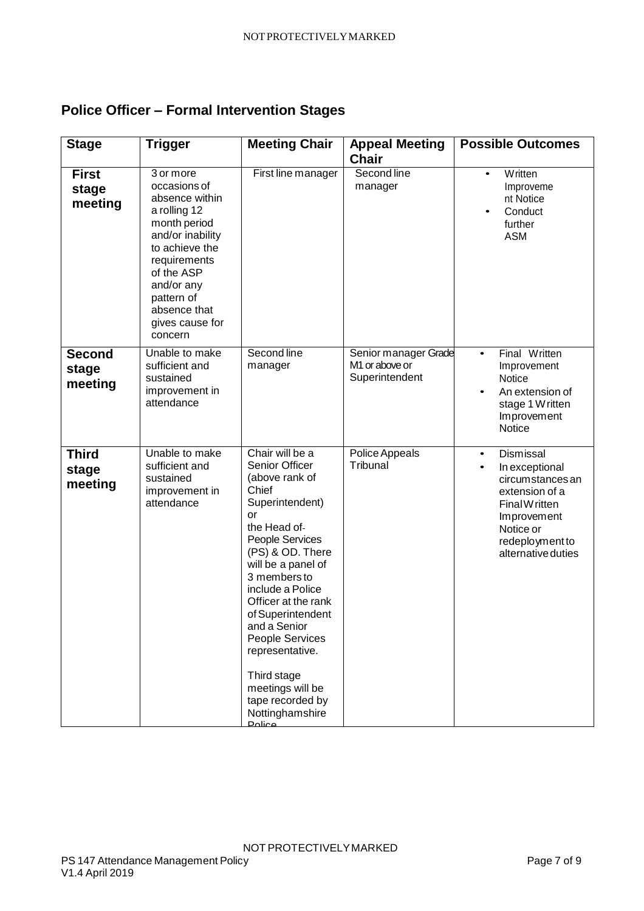## Police Officer – Formal Intervention Stages

| Stage | Trigger | Meeting Chair | Appeal Meeting Chair | Possible Outcomes |
|---|---|---|---|---|
| **First stage meeting** | 3 or more occasions of absence within a rolling 12 month period and/or inability to achieve the requirements of the ASP and/or any pattern of absence that gives cause for concern | First line manager | Second line manager | • Written Improvement Notice<br>• Conduct further ASM |
| **Second stage meeting** | Unable to make sufficient and sustained improvement in attendance | Second line manager | Senior manager Grade M1 or above or Superintendent | • Final Written Improvement Notice<br>• An extension of stage 1 Written Improvement Notice |
| **Third stage meeting** | Unable to make sufficient and sustained improvement in attendance | Chair will be a Senior Officer (above rank of Chief Superintendent) or the Head of People Services (PS) & OD. There will be a panel of 3 members to include a Police Officer at the rank of Superintendent and a Senior People Services representative.<br><br>Third stage meetings will be tape recorded by Nottinghamshire Police | Police Appeals Tribunal | • Dismissal<br>• In exceptional circumstances an extension of a Final Written Improvement Notice or redeployment to alternative duties |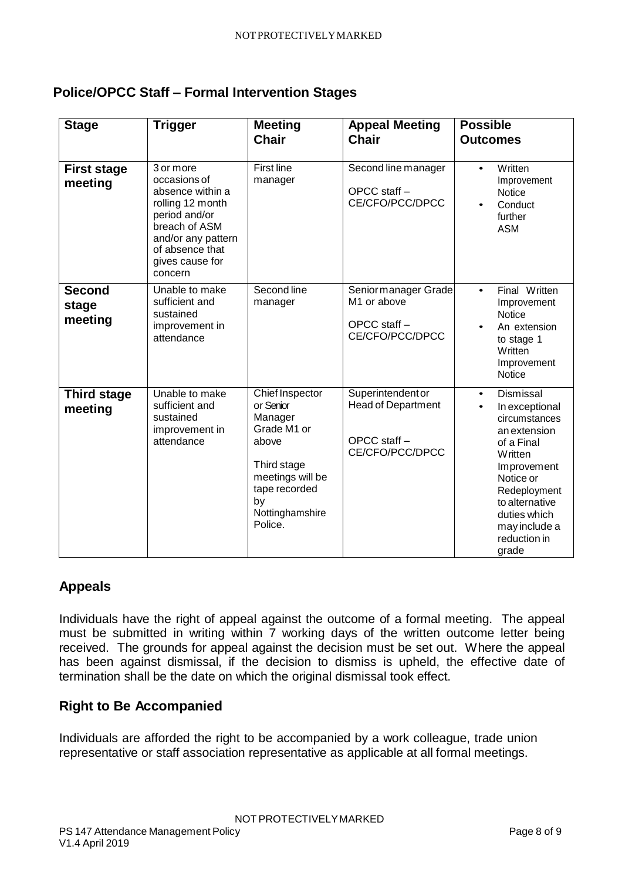## Police/OPCC Staff – Formal Intervention Stages

| Stage | Trigger | Meeting Chair | Appeal Meeting Chair | Possible Outcomes |
|---|---|---|---|---|
| **First stage meeting** | 3 or more occasions of absence within a rolling 12 month period and/or breach of ASM and/or any pattern of absence that gives cause for concern | First line manager | Second line manager<br><br>OPCC staff – CE/CFO/PCC/DPCC | • Written Improvement Notice<br>• Conduct further ASM |
| **Second stage meeting** | Unable to make sufficient and sustained improvement in attendance | Second line manager | Senior manager Grade M1 or above<br><br>OPCC staff – CE/CFO/PCC/DPCC | • Final Written Improvement Notice<br>• An extension to stage 1 Written Improvement Notice |
| **Third stage meeting** | Unable to make sufficient and sustained improvement in attendance | Chief Inspector or Senior Manager Grade M1 or above<br><br>Third stage meetings will be tape recorded by Nottinghamshire Police. | Superintendent or Head of Department<br><br>OPCC staff – CE/CFO/PCC/DPCC | • Dismissal<br>• In exceptional circumstances an extension of a Final Written Improvement Notice or Redeployment to alternative duties which may include a reduction in grade |

## Appeals

Individuals have the right of appeal against the outcome of a formal meeting. The appeal must be submitted in writing within 7 working days of the written outcome letter being received. The grounds for appeal against the decision must be set out. Where the appeal has been against dismissal, if the decision to dismiss is upheld, the effective date of termination shall be the date on which the original dismissal took effect.

## Right to Be Accompanied

Individuals are afforded the right to be accompanied by a work colleague, trade union representative or staff association representative as applicable at all formal meetings.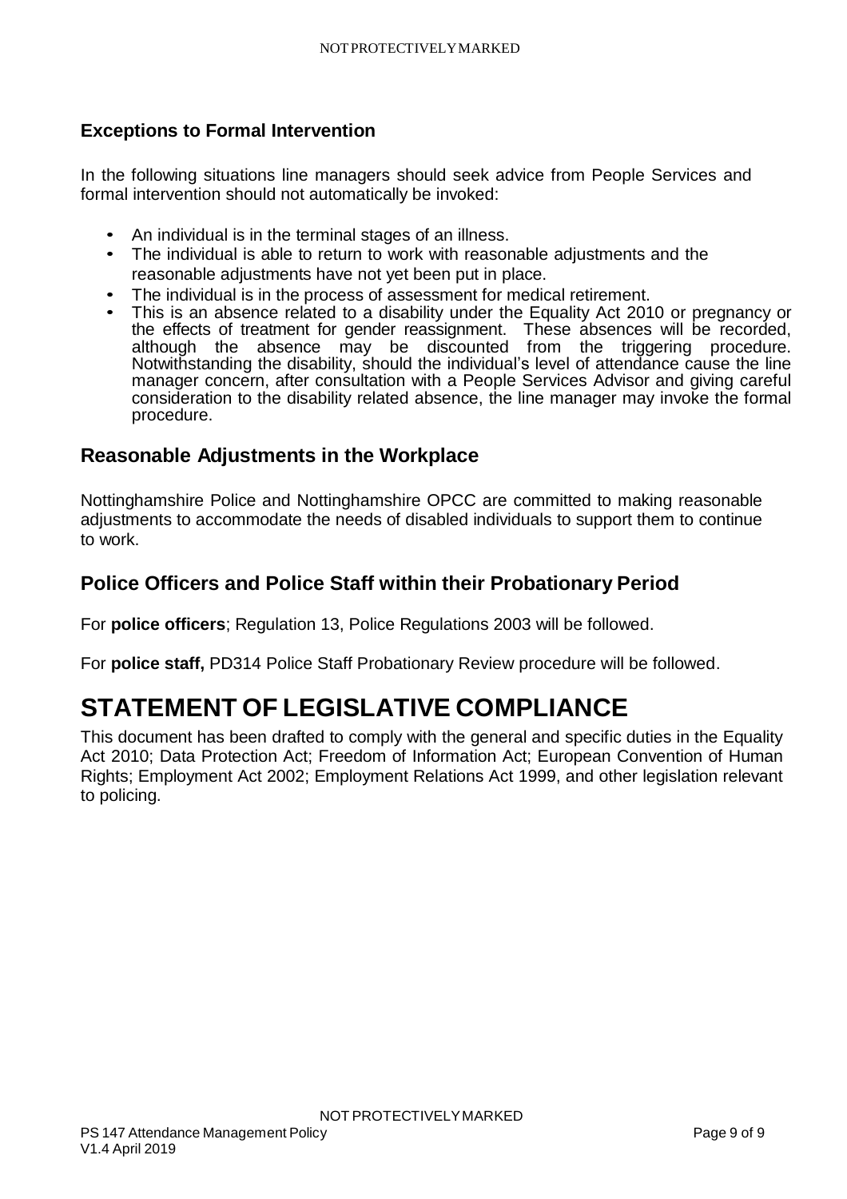### Exceptions to Formal Intervention

In the following situations line managers should seek advice from People Services and formal intervention should not automatically be invoked:

- An individual is in the terminal stages of an illness.
- The individual is able to return to work with reasonable adjustments and the reasonable adjustments have not yet been put in place.
- The individual is in the process of assessment for medical retirement.
- This is an absence related to a disability under the Equality Act 2010 or pregnancy or the effects of treatment for gender reassignment. These absences will be recorded, although the absence may be discounted from the triggering procedure. Notwithstanding the disability, should the individual's level of attendance cause the line manager concern, after consultation with a People Services Advisor and giving careful consideration to the disability related absence, the line manager may invoke the formal procedure.

## Reasonable Adjustments in the Workplace

Nottinghamshire Police and Nottinghamshire OPCC are committed to making reasonable adjustments to accommodate the needs of disabled individuals to support them to continue to work.

## Police Officers and Police Staff within their Probationary Period

For **police officers**; Regulation 13, Police Regulations 2003 will be followed.

For **police staff,** PD314 Police Staff Probationary Review procedure will be followed.

# STATEMENT OF LEGISLATIVE COMPLIANCE

This document has been drafted to comply with the general and specific duties in the Equality Act 2010; Data Protection Act; Freedom of Information Act; European Convention of Human Rights; Employment Act 2002; Employment Relations Act 1999, and other legislation relevant to policing.